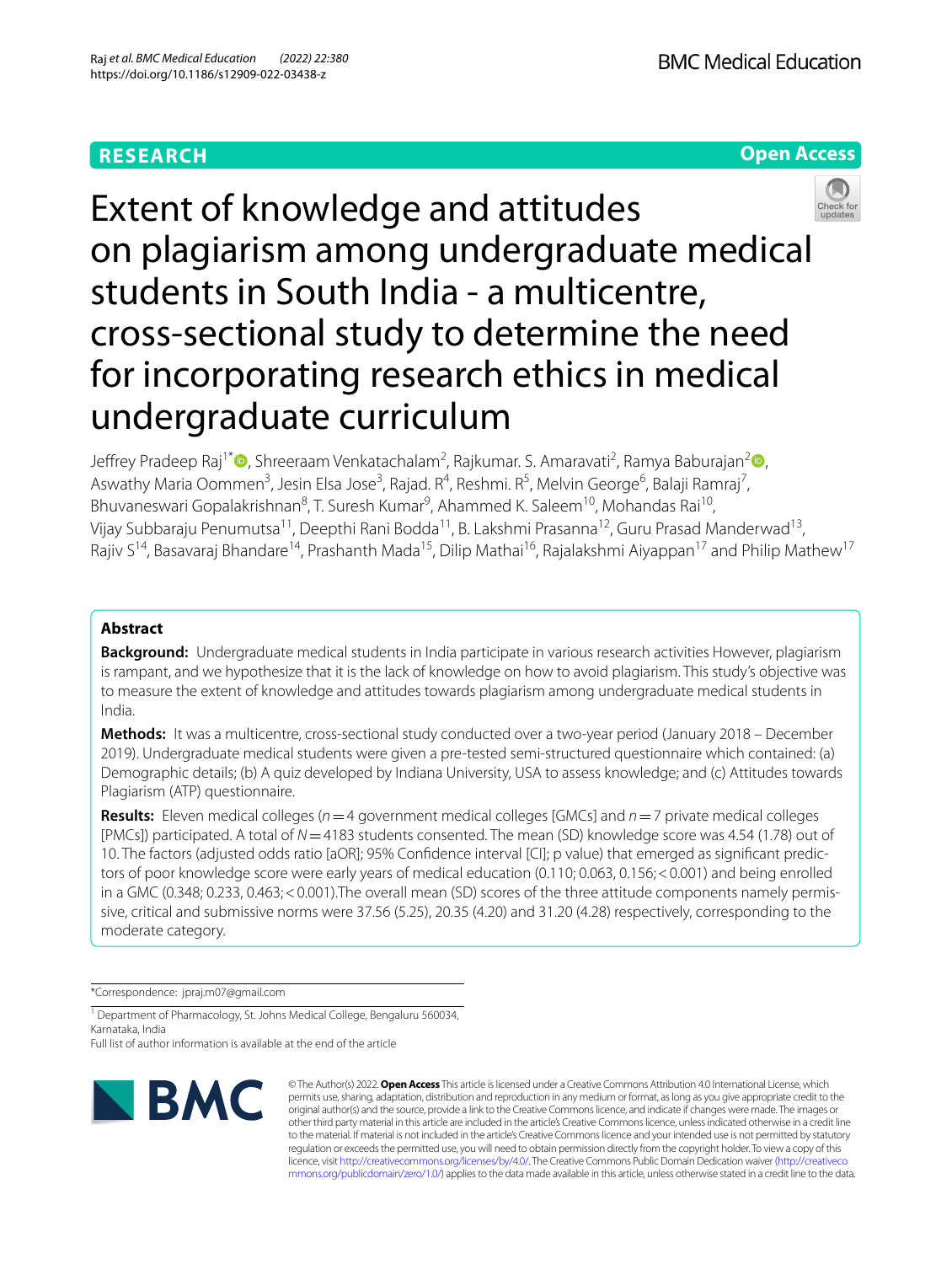RESEARCH

Open Access

# Extent of knowledge and attitudes on plagiarism among undergraduate medical students in South India - a multicentre, cross-sectional study to determine the need for incorporating research ethics in medical undergraduate curriculum

Jeffrey Pradeep Raj[1*], Shreeraam Venkatachalam[2], Rajkumar. S. Amaravati[2], Ramya Baburajan[2], Aswathy Maria Oommen[3], Jesin Elsa Jose[3], Rajad. R[4], Reshmi. R[5], Melvin George[6], Balaji Ramraj[7], Bhuvaneswari Gopalakrishnan[8], T. Suresh Kumar[9], Ahammed K. Saleem[10], Mohandas Rai[10], Vijay Subbaraju Penumutsa[11], Deepthi Rani Bodda[11], B. Lakshmi Prasanna[12], Guru Prasad Manderwad[13], Rajiv S[14], Basavaraj Bhandare[14], Prashanth Mada[15], Dilip Mathai[16], Rajalakshmi Aiyappan[17] and Philip Mathew[17]

## Abstract

**Background:** Undergraduate medical students in India participate in various research activities However, plagiarism is rampant, and we hypothesize that it is the lack of knowledge on how to avoid plagiarism. This study's objective was to measure the extent of knowledge and attitudes towards plagiarism among undergraduate medical students in India.

**Methods:** It was a multicentre, cross-sectional study conducted over a two-year period (January 2018 – December 2019). Undergraduate medical students were given a pre-tested semi-structured questionnaire which contained: (a) Demographic details; (b) A quiz developed by Indiana University, USA to assess knowledge; and (c) Attitudes towards Plagiarism (ATP) questionnaire.

**Results:** Eleven medical colleges ($n = 4$ government medical colleges [GMCs] and $n = 7$ private medical colleges [PMCs]) participated. A total of $N = 4183$ students consented. The mean (SD) knowledge score was 4.54 (1.78) out of 10. The factors (adjusted odds ratio [aOR]; 95% Confidence interval [CI]; p value) that emerged as significant predictors of poor knowledge score were early years of medical education (0.110; 0.063, 0.156; < 0.001) and being enrolled in a GMC (0.348; 0.233, 0.463; < 0.001).The overall mean (SD) scores of the three attitude components namely permissive, critical and submissive norms were 37.56 (5.25), 20.35 (4.20) and 31.20 (4.28) respectively, corresponding to the moderate category.

*Correspondence: jpraj.m07@gmail.com

[1] Department of Pharmacology, St. Johns Medical College, Bengaluru 560034, Karnataka, India

Full list of author information is available at the end of the article

© The Author(s) 2022. **Open Access** This article is licensed under a Creative Commons Attribution 4.0 International License, which permits use, sharing, adaptation, distribution and reproduction in any medium or format, as long as you give appropriate credit to the original author(s) and the source, provide a link to the Creative Commons licence, and indicate if changes were made. The images or other third party material in this article are included in the article's Creative Commons licence, unless indicated otherwise in a credit line to the material. If material is not included in the article's Creative Commons licence and your intended use is not permitted by statutory regulation or exceeds the permitted use, you will need to obtain permission directly from the copyright holder. To view a copy of this licence, visit http://creativecommons.org/licenses/by/4.0/. The Creative Commons Public Domain Dedication waiver (http://creativecommons.org/publicdomain/zero/1.0/) applies to the data made available in this article, unless otherwise stated in a credit line to the data.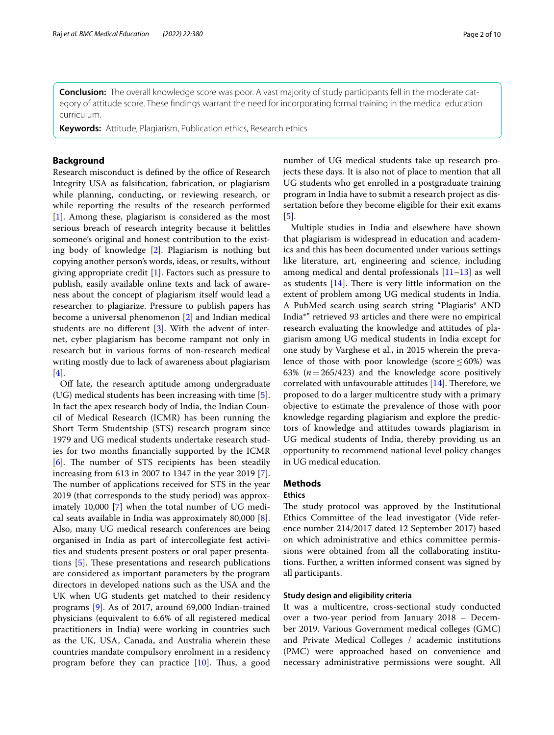**Conclusion:** The overall knowledge score was poor. A vast majority of study participants fell in the moderate category of attitude score. These findings warrant the need for incorporating formal training in the medical education curriculum.

**Keywords:** Attitude, Plagiarism, Publication ethics, Research ethics

## Background

Research misconduct is defined by the office of Research Integrity USA as falsification, fabrication, or plagiarism while planning, conducting, or reviewing research, or while reporting the results of the research performed [1]. Among these, plagiarism is considered as the most serious breach of research integrity because it belittles someone's original and honest contribution to the existing body of knowledge [2]. Plagiarism is nothing but copying another person's words, ideas, or results, without giving appropriate credit [1]. Factors such as pressure to publish, easily available online texts and lack of awareness about the concept of plagiarism itself would lead a researcher to plagiarize. Pressure to publish papers has become a universal phenomenon [2] and Indian medical students are no different [3]. With the advent of internet, cyber plagiarism has become rampant not only in research but in various forms of non-research medical writing mostly due to lack of awareness about plagiarism [4].

Off late, the research aptitude among undergraduate (UG) medical students has been increasing with time [5]. In fact the apex research body of India, the Indian Council of Medical Research (ICMR) has been running the Short Term Studentship (STS) research program since 1979 and UG medical students undertake research studies for two months financially supported by the ICMR [6]. The number of STS recipients has been steadily increasing from 613 in 2007 to 1347 in the year 2019 [7]. The number of applications received for STS in the year 2019 (that corresponds to the study period) was approximately 10,000 [7] when the total number of UG medical seats available in India was approximately 80,000 [8]. Also, many UG medical research conferences are being organised in India as part of intercollegiate fest activities and students present posters or oral paper presentations [5]. These presentations and research publications are considered as important parameters by the program directors in developed nations such as the USA and the UK when UG students get matched to their residency programs [9]. As of 2017, around 69,000 Indian-trained physicians (equivalent to 6.6% of all registered medical practitioners in India) were working in countries such as the UK, USA, Canada, and Australia wherein these countries mandate compulsory enrolment in a residency program before they can practice [10]. Thus, a good number of UG medical students take up research projects these days. It is also not of place to mention that all UG students who get enrolled in a postgraduate training program in India have to submit a research project as dissertation before they become eligible for their exit exams [5].

Multiple studies in India and elsewhere have shown that plagiarism is widespread in education and academics and this has been documented under various settings like literature, art, engineering and science, including among medical and dental professionals [11–13] as well as students [14]. There is very little information on the extent of problem among UG medical students in India. A PubMed search using search string "Plagiaris* AND India*" retrieved 93 articles and there were no empirical research evaluating the knowledge and attitudes of plagiarism among UG medical students in India except for one study by Varghese et al., in 2015 wherein the prevalence of those with poor knowledge (score $\leq$ 60%) was 63% ($n = 265/423$) and the knowledge score positively correlated with unfavourable attitudes [14]. Therefore, we proposed to do a larger multicentre study with a primary objective to estimate the prevalence of those with poor knowledge regarding plagiarism and explore the predictors of knowledge and attitudes towards plagiarism in UG medical students of India, thereby providing us an opportunity to recommend national level policy changes in UG medical education.

## Methods

### Ethics

The study protocol was approved by the Institutional Ethics Committee of the lead investigator (Vide reference number 214/2017 dated 12 September 2017) based on which administrative and ethics committee permissions were obtained from all the collaborating institutions. Further, a written informed consent was signed by all participants.

### Study design and eligibility criteria

It was a multicentre, cross-sectional study conducted over a two-year period from January 2018 – December 2019. Various Government medical colleges (GMC) and Private Medical Colleges / academic institutions (PMC) were approached based on convenience and necessary administrative permissions were sought. All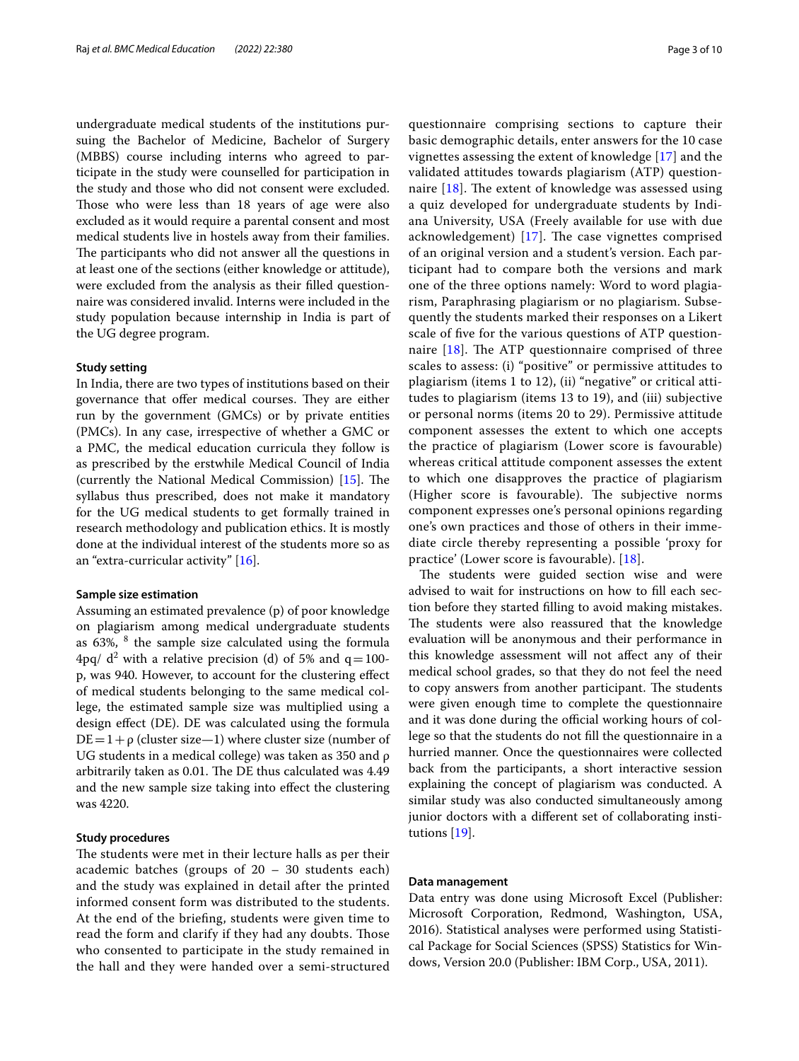undergraduate medical students of the institutions pursuing the Bachelor of Medicine, Bachelor of Surgery (MBBS) course including interns who agreed to participate in the study were counselled for participation in the study and those who did not consent were excluded. Those who were less than 18 years of age were also excluded as it would require a parental consent and most medical students live in hostels away from their families. The participants who did not answer all the questions in at least one of the sections (either knowledge or attitude), were excluded from the analysis as their filled questionnaire was considered invalid. Interns were included in the study population because internship in India is part of the UG degree program.

#### Study setting

In India, there are two types of institutions based on their governance that offer medical courses. They are either run by the government (GMCs) or by private entities (PMCs). In any case, irrespective of whether a GMC or a PMC, the medical education curricula they follow is as prescribed by the erstwhile Medical Council of India (currently the National Medical Commission) [15]. The syllabus thus prescribed, does not make it mandatory for the UG medical students to get formally trained in research methodology and publication ethics. It is mostly done at the individual interest of the students more so as an "extra-curricular activity" [16].

#### Sample size estimation

Assuming an estimated prevalence (p) of poor knowledge on plagiarism among medical undergraduate students as 63%, [8] the sample size calculated using the formula $4pq/d^2$ with a relative precision (d) of 5% and $q = 100-p$, was 940. However, to account for the clustering effect of medical students belonging to the same medical college, the estimated sample size was multiplied using a design effect (DE). DE was calculated using the formula $DE = 1 + \rho$ (cluster size—1) where cluster size (number of UG students in a medical college) was taken as 350 and $\rho$ arbitrarily taken as 0.01. The DE thus calculated was 4.49 and the new sample size taking into effect the clustering was 4220.

#### Study procedures

The students were met in their lecture halls as per their academic batches (groups of 20 – 30 students each) and the study was explained in detail after the printed informed consent form was distributed to the students. At the end of the briefing, students were given time to read the form and clarify if they had any doubts. Those who consented to participate in the study remained in the hall and they were handed over a semi-structured questionnaire comprising sections to capture their basic demographic details, enter answers for the 10 case vignettes assessing the extent of knowledge [17] and the validated attitudes towards plagiarism (ATP) questionnaire [18]. The extent of knowledge was assessed using a quiz developed for undergraduate students by Indiana University, USA (Freely available for use with due acknowledgement) [17]. The case vignettes comprised of an original version and a student's version. Each participant had to compare both the versions and mark one of the three options namely: Word to word plagiarism, Paraphrasing plagiarism or no plagiarism. Subsequently the students marked their responses on a Likert scale of five for the various questions of ATP questionnaire [18]. The ATP questionnaire comprised of three scales to assess: (i) "positive" or permissive attitudes to plagiarism (items 1 to 12), (ii) "negative" or critical attitudes to plagiarism (items 13 to 19), and (iii) subjective or personal norms (items 20 to 29). Permissive attitude component assesses the extent to which one accepts the practice of plagiarism (Lower score is favourable) whereas critical attitude component assesses the extent to which one disapproves the practice of plagiarism (Higher score is favourable). The subjective norms component expresses one's personal opinions regarding one's own practices and those of others in their immediate circle thereby representing a possible 'proxy for practice' (Lower score is favourable). [18].

The students were guided section wise and were advised to wait for instructions on how to fill each section before they started filling to avoid making mistakes. The students were also reassured that the knowledge evaluation will be anonymous and their performance in this knowledge assessment will not affect any of their medical school grades, so that they do not feel the need to copy answers from another participant. The students were given enough time to complete the questionnaire and it was done during the official working hours of college so that the students do not fill the questionnaire in a hurried manner. Once the questionnaires were collected back from the participants, a short interactive session explaining the concept of plagiarism was conducted. A similar study was also conducted simultaneously among junior doctors with a different set of collaborating institutions [19].

#### Data management

Data entry was done using Microsoft Excel (Publisher: Microsoft Corporation, Redmond, Washington, USA, 2016). Statistical analyses were performed using Statistical Package for Social Sciences (SPSS) Statistics for Windows, Version 20.0 (Publisher: IBM Corp., USA, 2011).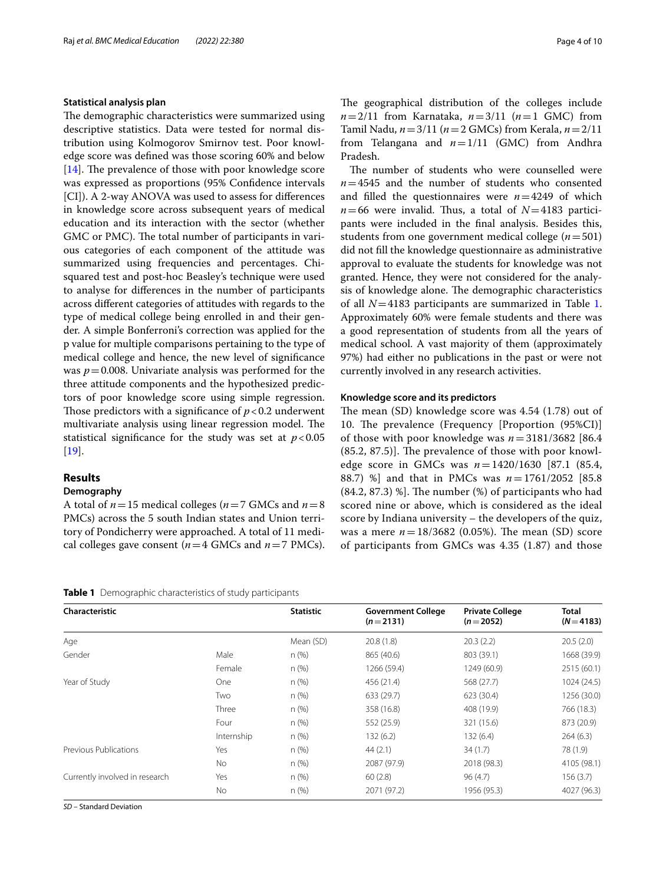### Statistical analysis plan

The demographic characteristics were summarized using descriptive statistics. Data were tested for normal distribution using Kolmogorov Smirnov test. Poor knowledge score was defined was those scoring 60% and below [14]. The prevalence of those with poor knowledge score was expressed as proportions (95% Confidence intervals [CI]). A 2-way ANOVA was used to assess for differences in knowledge score across subsequent years of medical education and its interaction with the sector (whether GMC or PMC). The total number of participants in various categories of each component of the attitude was summarized using frequencies and percentages. Chi-squared test and post-hoc Beasley's technique were used to analyse for differences in the number of participants across different categories of attitudes with regards to the type of medical college being enrolled in and their gender. A simple Bonferroni's correction was applied for the p value for multiple comparisons pertaining to the type of medical college and hence, the new level of significance was $p = 0.008$. Univariate analysis was performed for the three attitude components and the hypothesized predictors of poor knowledge score using simple regression. Those predictors with a significance of $p < 0.2$ underwent multivariate analysis using linear regression model. The statistical significance for the study was set at $p < 0.05$ [19].

## Results

### Demography

A total of $n = 15$ medical colleges ($n = 7$ GMCs and $n = 8$ PMCs) across the 5 south Indian states and Union territory of Pondicherry were approached. A total of 11 medical colleges gave consent ($n = 4$ GMCs and $n = 7$ PMCs). The geographical distribution of the colleges include $n = 2/11$ from Karnataka, $n = 3/11$ ($n = 1$ GMC) from Tamil Nadu, $n = 3/11$ ($n = 2$ GMCs) from Kerala, $n = 2/11$ from Telangana and $n = 1/11$ (GMC) from Andhra Pradesh.

The number of students who were counselled were $n = 4545$ and the number of students who consented and filled the questionnaires were $n = 4249$ of which $n = 66$ were invalid. Thus, a total of $N = 4183$ participants were included in the final analysis. Besides this, students from one government medical college ($n = 501$) did not fill the knowledge questionnaire as administrative approval to evaluate the students for knowledge was not granted. Hence, they were not considered for the analysis of knowledge alone. The demographic characteristics of all $N = 4183$ participants are summarized in Table 1. Approximately 60% were female students and there was a good representation of students from all the years of medical school. A vast majority of them (approximately 97%) had either no publications in the past or were not currently involved in any research activities.

### Knowledge score and its predictors

The mean (SD) knowledge score was 4.54 (1.78) out of 10. The prevalence (Frequency [Proportion (95%CI)] of those with poor knowledge was $n = 3181/3682$ [86.4 (85.2, 87.5)]. The prevalence of those with poor knowledge score in GMCs was $n = 1420/1630$ [87.1 (85.4, 88.7) %] and that in PMCs was $n = 1761/2052$ [85.8 (84.2, 87.3) %]. The number (%) of participants who had scored nine or above, which is considered as the ideal score by Indiana university – the developers of the quiz, was a mere $n = 18/3682$ (0.05%). The mean (SD) score of participants from GMCs was 4.35 (1.87) and those

**Table 1** Demographic characteristics of study participants

| Characteristic | | Statistic | Government College ($n = 2131$) | Private College ($n = 2052$) | Total ($N = 4183$) |
|---|---|---|---|---|---|
| Age | | Mean (SD) | 20.8 (1.8) | 20.3 (2.2) | 20.5 (2.0) |
| Gender | Male | n (%) | 865 (40.6) | 803 (39.1) | 1668 (39.9) |
| | Female | n (%) | 1266 (59.4) | 1249 (60.9) | 2515 (60.1) |
| Year of Study | One | n (%) | 456 (21.4) | 568 (27.7) | 1024 (24.5) |
| | Two | n (%) | 633 (29.7) | 623 (30.4) | 1256 (30.0) |
| | Three | n (%) | 358 (16.8) | 408 (19.9) | 766 (18.3) |
| | Four | n (%) | 552 (25.9) | 321 (15.6) | 873 (20.9) |
| | Internship | n (%) | 132 (6.2) | 132 (6.4) | 264 (6.3) |
| Previous Publications | Yes | n (%) | 44 (2.1) | 34 (1.7) | 78 (1.9) |
| | No | n (%) | 2087 (97.9) | 2018 (98.3) | 4105 (98.1) |
| Currently involved in research | Yes | n (%) | 60 (2.8) | 96 (4.7) | 156 (3.7) |
| | No | n (%) | 2071 (97.2) | 1956 (95.3) | 4027 (96.3) |

*SD* – Standard Deviation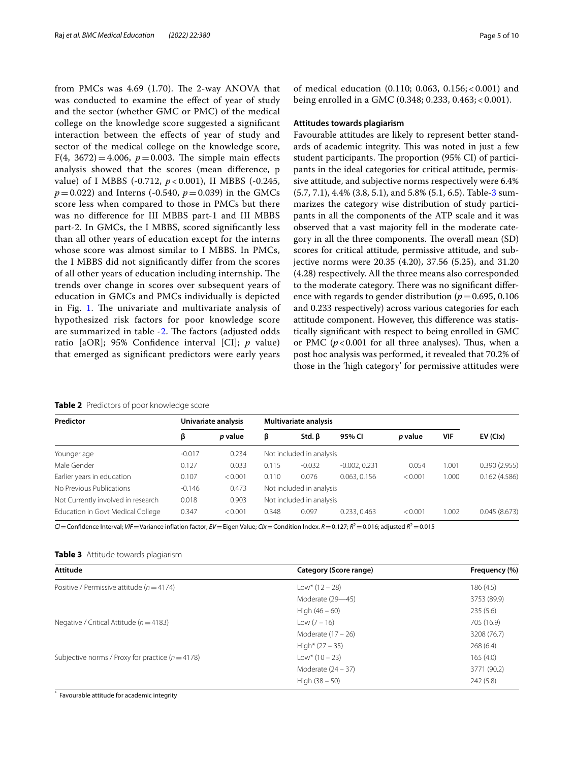from PMCs was 4.69 (1.70). The 2-way ANOVA that was conducted to examine the effect of year of study and the sector (whether GMC or PMC) of the medical college on the knowledge score suggested a significant interaction between the effects of year of study and sector of the medical college on the knowledge score, $F(4, 3672) = 4.006$, $p = 0.003$. The simple main effects analysis showed that the scores (mean difference, p value) of I MBBS (-0.712, $p < 0.001$), II MBBS (-0.245, $p = 0.022$) and Interns (-0.540, $p = 0.039$) in the GMCs score less when compared to those in PMCs but there was no difference for III MBBS part-1 and III MBBS part-2. In GMCs, the I MBBS, scored significantly less than all other years of education except for the interns whose score was almost similar to I MBBS. In PMCs, the I MBBS did not significantly differ from the scores of all other years of education including internship. The trends over change in scores over subsequent years of education in GMCs and PMCs individually is depicted in Fig. 1. The univariate and multivariate analysis of hypothesized risk factors for poor knowledge score are summarized in table -2. The factors (adjusted odds ratio [aOR]; 95% Confidence interval [CI]; *p* value) that emerged as significant predictors were early years of medical education (0.110; 0.063, 0.156; < 0.001) and being enrolled in a GMC (0.348; 0.233, 0.463; < 0.001).

### Attitudes towards plagiarism

Favourable attitudes are likely to represent better standards of academic integrity. This was noted in just a few student participants. The proportion (95% CI) of participants in the ideal categories for critical attitude, permissive attitude, and subjective norms respectively were 6.4% (5.7, 7.1), 4.4% (3.8, 5.1), and 5.8% (5.1, 6.5). Table-3 summarizes the category wise distribution of study participants in all the components of the ATP scale and it was observed that a vast majority fell in the moderate category in all the three components. The overall mean (SD) scores for critical attitude, permissive attitude, and subjective norms were 20.35 (4.20), 37.56 (5.25), and 31.20 (4.28) respectively. All the three means also corresponded to the moderate category. There was no significant difference with regards to gender distribution ($p = 0.695$, 0.106 and 0.233 respectively) across various categories for each attitude component. However, this difference was statistically significant with respect to being enrolled in GMC or PMC ($p < 0.001$ for all three analyses). Thus, when a post hoc analysis was performed, it revealed that 70.2% of those in the 'high category' for permissive attitudes were

**Table 2** Predictors of poor knowledge score

| Predictor | Univariate analysis | | Multivariate analysis | | | | | |
|---|---|---|---|---|---|---|---|---|
| | β | *p* value | β | Std. β | 95% CI | *p* value | VIF | EV (CIx) |
| Younger age | -0.017 | 0.234 | Not included in analysis | | | | | |
| Male Gender | 0.127 | 0.033 | 0.115 | -0.032 | -0.002, 0.231 | 0.054 | 1.001 | 0.390 (2.955) |
| Earlier years in education | 0.107 | < 0.001 | 0.110 | 0.076 | 0.063, 0.156 | < 0.001 | 1.000 | 0.162 (4.586) |
| No Previous Publications | -0.146 | 0.473 | Not included in analysis | | | | | |
| Not Currently involved in research | 0.018 | 0.903 | Not included in analysis | | | | | |
| Education in Govt Medical College | 0.347 | < 0.001 | 0.348 | 0.097 | 0.233, 0.463 | < 0.001 | 1.002 | 0.045 (8.673) |

*CI* = Confidence Interval; *VIF* = Variance inflation factor; *EV* = Eigen Value; *CIx* = Condition Index. $R = 0.127$; $R^2 = 0.016$; adjusted $R^2 = 0.015$

**Table 3** Attitude towards plagiarism

| Attitude | Category (Score range) | Frequency (%) |
|---|---|---|
| Positive / Permissive attitude ($n = 4174$) | Low* (12 – 28) | 186 (4.5) |
| | Moderate (29—45) | 3753 (89.9) |
| | High (46 – 60) | 235 (5.6) |
| Negative / Critical Attitude ($n = 4183$) | Low (7 – 16) | 705 (16.9) |
| | Moderate (17 – 26) | 3208 (76.7) |
| | High* (27 – 35) | 268 (6.4) |
| Subjective norms / Proxy for practice ($n = 4178$) | Low* (10 – 23) | 165 (4.0) |
| | Moderate (24 – 37) | 3771 (90.2) |
| | High (38 – 50) | 242 (5.8) |

* Favourable attitude for academic integrity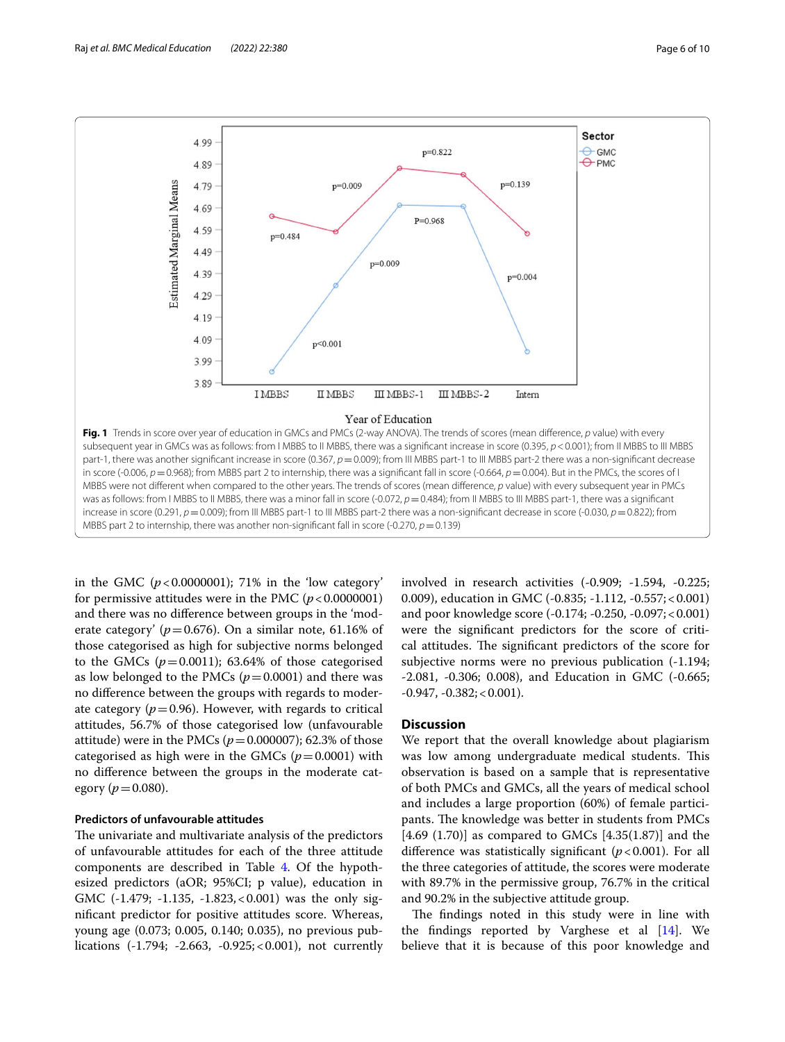Fig. 1 Trends in score over year of education in GMCs and PMCs (2-way ANOVA). The trends of scores (mean difference, *p* value) with every subsequent year in GMCs was as follows: from I MBBS to II MBBS, there was a significant increase in score (0.395, $p < 0.001$); from II MBBS to III MBBS part-1, there was another significant increase in score (0.367, $p = 0.009$); from III MBBS part-1 to III MBBS part-2 there was a non-significant decrease in score (-0.006, $p = 0.968$); from MBBS part 2 to internship, there was a significant fall in score (-0.664, $p = 0.004$). But in the PMCs, the scores of I MBBS were not different when compared to the other years. The trends of scores (mean difference, *p* value) with every subsequent year in PMCs was as follows: from I MBBS to II MBBS, there was a minor fall in score (-0.072, $p = 0.484$); from II MBBS to III MBBS part-1, there was a significant increase in score (0.291, $p = 0.009$); from III MBBS part-1 to III MBBS part-2 there was a non-significant decrease in score (-0.030, $p = 0.822$); from MBBS part 2 to internship, there was another non-significant fall in score (-0.270, $p = 0.139$)

in the GMC ($p < 0.0000001$); 71% in the 'low category' for permissive attitudes were in the PMC ($p < 0.0000001$) and there was no difference between groups in the 'moderate category' ($p = 0.676$). On a similar note, 61.16% of those categorised as high for subjective norms belonged to the GMCs ($p = 0.0011$); 63.64% of those categorised as low belonged to the PMCs ($p = 0.0001$) and there was no difference between the groups with regards to moderate category ($p = 0.96$). However, with regards to critical attitudes, 56.7% of those categorised low (unfavourable attitude) were in the PMCs ($p = 0.000007$); 62.3% of those categorised as high were in the GMCs ($p = 0.0001$) with no difference between the groups in the moderate category ($p = 0.080$).

### Predictors of unfavourable attitudes

The univariate and multivariate analysis of the predictors of unfavourable attitudes for each of the three attitude components are described in Table 4. Of the hypothesized predictors (aOR; 95%CI; p value), education in GMC (-1.479; -1.135, -1.823, < 0.001) was the only significant predictor for positive attitudes score. Whereas, young age (0.073; 0.005, 0.140; 0.035), no previous publications (-1.794; -2.663, -0.925; < 0.001), not currently involved in research activities (-0.909; -1.594, -0.225; 0.009), education in GMC (-0.835; -1.112, -0.557; < 0.001) and poor knowledge score (-0.174; -0.250, -0.097; < 0.001) were the significant predictors for the score of critical attitudes. The significant predictors of the score for subjective norms were no previous publication (-1.194; -2.081, -0.306; 0.008), and Education in GMC (-0.665; -0.947, -0.382; < 0.001).

## Discussion

We report that the overall knowledge about plagiarism was low among undergraduate medical students. This observation is based on a sample that is representative of both PMCs and GMCs, all the years of medical school and includes a large proportion (60%) of female participants. The knowledge was better in students from PMCs [4.69 (1.70)] as compared to GMCs [4.35(1.87)] and the difference was statistically significant ($p < 0.001$). For all the three categories of attitude, the scores were moderate with 89.7% in the permissive group, 76.7% in the critical and 90.2% in the subjective attitude group.

The findings noted in this study were in line with the findings reported by Varghese et al [14]. We believe that it is because of this poor knowledge and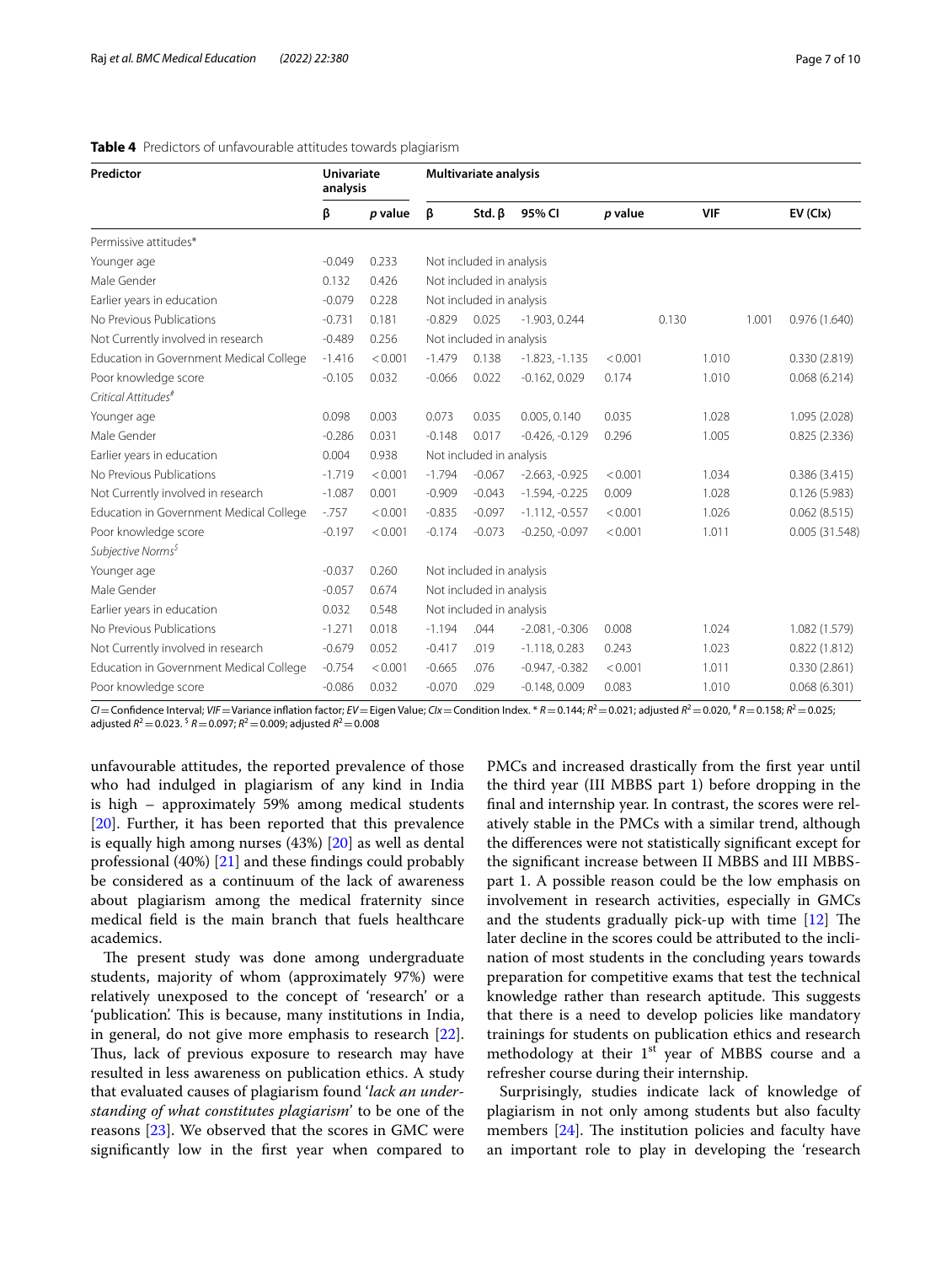**Table 4** Predictors of unfavourable attitudes towards plagiarism

| Predictor | Univariate analysis | | Multivariate analysis | | | | | |
|---|---|---|---|---|---|---|---|---|
| | β | p value | β | Std. β | 95% CI | p value | VIF | EV (CIx) |
| Permissive attitudes* | | | | | | | | |
| Younger age | -0.049 | 0.233 | Not included in analysis | | | | | |
| Male Gender | 0.132 | 0.426 | Not included in analysis | | | | | |
| Earlier years in education | -0.079 | 0.228 | Not included in analysis | | | | | |
| No Previous Publications | -0.731 | 0.181 | -0.829 | 0.025 | -1.903, 0.244 | 0.130 | 1.001 | 0.976 (1.640) |
| Not Currently involved in research | -0.489 | 0.256 | Not included in analysis | | | | | |
| Education in Government Medical College | -1.416 | < 0.001 | -1.479 | 0.138 | -1.823, -1.135 | < 0.001 | 1.010 | 0.330 (2.819) |
| Poor knowledge score | -0.105 | 0.032 | -0.066 | 0.022 | -0.162, 0.029 | 0.174 | 1.010 | 0.068 (6.214) |
| *Critical Attitudes*# | | | | | | | | |
| Younger age | 0.098 | 0.003 | 0.073 | 0.035 | 0.005, 0.140 | 0.035 | 1.028 | 1.095 (2.028) |
| Male Gender | -0.286 | 0.031 | -0.148 | 0.017 | -0.426, -0.129 | 0.296 | 1.005 | 0.825 (2.336) |
| Earlier years in education | 0.004 | 0.938 | Not included in analysis | | | | | |
| No Previous Publications | -1.719 | < 0.001 | -1.794 | -0.067 | -2.663, -0.925 | < 0.001 | 1.034 | 0.386 (3.415) |
| Not Currently involved in research | -1.087 | 0.001 | -0.909 | -0.043 | -1.594, -0.225 | 0.009 | 1.028 | 0.126 (5.983) |
| Education in Government Medical College | -.757 | < 0.001 | -0.835 | -0.097 | -1.112, -0.557 | < 0.001 | 1.026 | 0.062 (8.515) |
| Poor knowledge score | -0.197 | < 0.001 | -0.174 | -0.073 | -0.250, -0.097 | < 0.001 | 1.011 | 0.005 (31.548) |
| *Subjective Norms*$ | | | | | | | | |
| Younger age | -0.037 | 0.260 | Not included in analysis | | | | | |
| Male Gender | -0.057 | 0.674 | Not included in analysis | | | | | |
| Earlier years in education | 0.032 | 0.548 | Not included in analysis | | | | | |
| No Previous Publications | -1.271 | 0.018 | -1.194 | .044 | -2.081, -0.306 | 0.008 | 1.024 | 1.082 (1.579) |
| Not Currently involved in research | -0.679 | 0.052 | -0.417 | .019 | -1.118, 0.283 | 0.243 | 1.023 | 0.822 (1.812) |
| Education in Government Medical College | -0.754 | < 0.001 | -0.665 | .076 | -0.947, -0.382 | < 0.001 | 1.011 | 0.330 (2.861) |
| Poor knowledge score | -0.086 | 0.032 | -0.070 | .029 | -0.148, 0.009 | 0.083 | 1.010 | 0.068 (6.301) |

*CI* = Confidence Interval; *VIF* = Variance inflation factor; *EV* = Eigen Value; *CIx* = Condition Index. * $R = 0.144$; $R^2 = 0.021$; adjusted $R^2 = 0.020$, # $R = 0.158$; $R^2 = 0.025$; adjusted $R^2 = 0.023$. $ $R = 0.097$; $R^2 = 0.009$; adjusted $R^2 = 0.008$

unfavourable attitudes, the reported prevalence of those who had indulged in plagiarism of any kind in India is high – approximately 59% among medical students [20]. Further, it has been reported that this prevalence is equally high among nurses (43%) [20] as well as dental professional (40%) [21] and these findings could probably be considered as a continuum of the lack of awareness about plagiarism among the medical fraternity since medical field is the main branch that fuels healthcare academics.

The present study was done among undergraduate students, majority of whom (approximately 97%) were relatively unexposed to the concept of 'research' or a 'publication'. This is because, many institutions in India, in general, do not give more emphasis to research [22]. Thus, lack of previous exposure to research may have resulted in less awareness on publication ethics. A study that evaluated causes of plagiarism found '*lack an understanding of what constitutes plagiarism*' to be one of the reasons [23]. We observed that the scores in GMC were significantly low in the first year when compared to PMCs and increased drastically from the first year until the third year (III MBBS part 1) before dropping in the final and internship year. In contrast, the scores were relatively stable in the PMCs with a similar trend, although the differences were not statistically significant except for the significant increase between II MBBS and III MBBS-part 1. A possible reason could be the low emphasis on involvement in research activities, especially in GMCs and the students gradually pick-up with time [12] The later decline in the scores could be attributed to the inclination of most students in the concluding years towards preparation for competitive exams that test the technical knowledge rather than research aptitude. This suggests that there is a need to develop policies like mandatory trainings for students on publication ethics and research methodology at their 1st year of MBBS course and a refresher course during their internship.

Surprisingly, studies indicate lack of knowledge of plagiarism in not only among students but also faculty members [24]. The institution policies and faculty have an important role to play in developing the 'research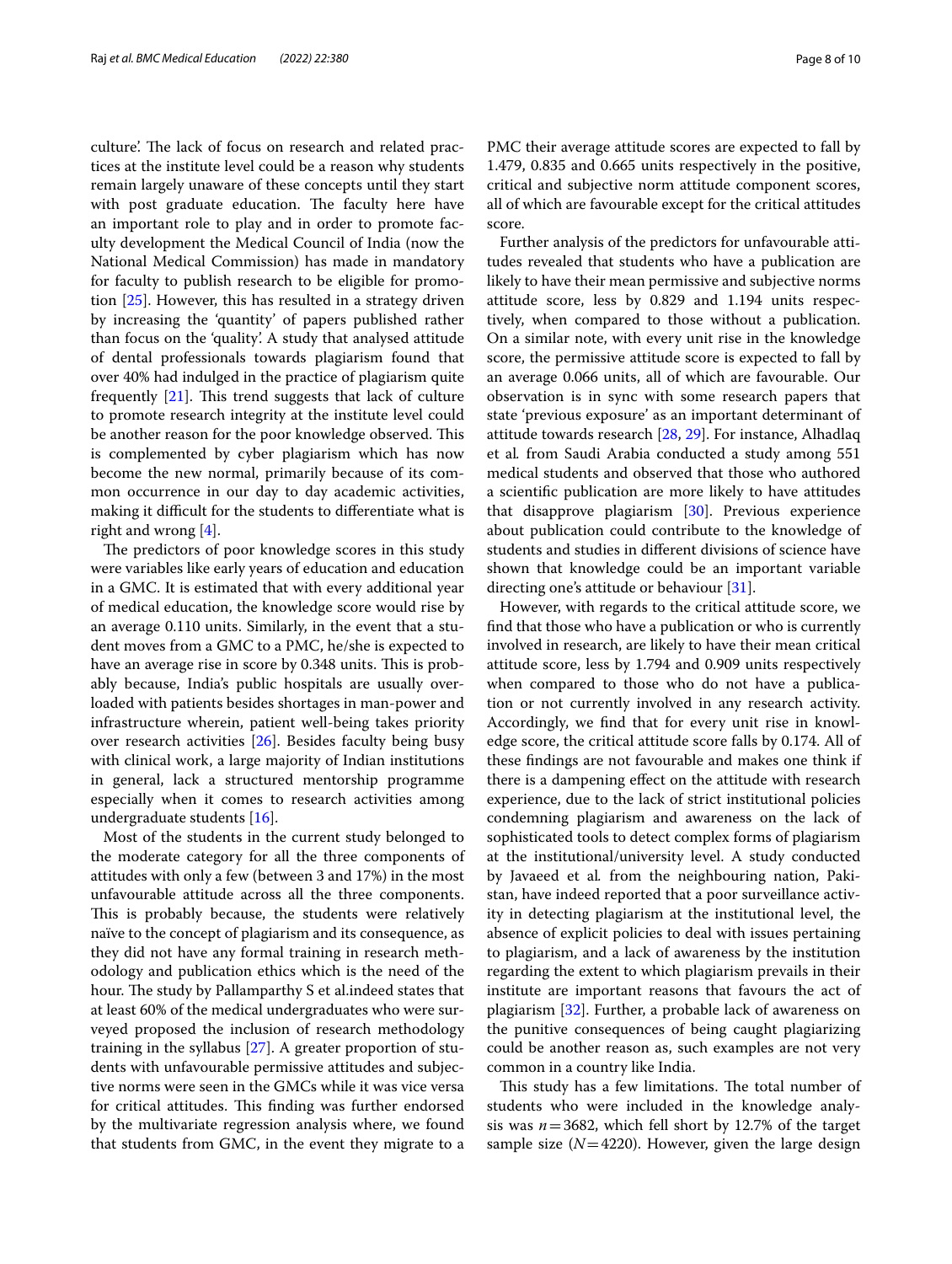culture'. The lack of focus on research and related practices at the institute level could be a reason why students remain largely unaware of these concepts until they start with post graduate education. The faculty here have an important role to play and in order to promote faculty development the Medical Council of India (now the National Medical Commission) has made in mandatory for faculty to publish research to be eligible for promotion [25]. However, this has resulted in a strategy driven by increasing the 'quantity' of papers published rather than focus on the 'quality'. A study that analysed attitude of dental professionals towards plagiarism found that over 40% had indulged in the practice of plagiarism quite frequently [21]. This trend suggests that lack of culture to promote research integrity at the institute level could be another reason for the poor knowledge observed. This is complemented by cyber plagiarism which has now become the new normal, primarily because of its common occurrence in our day to day academic activities, making it difficult for the students to differentiate what is right and wrong [4].

The predictors of poor knowledge scores in this study were variables like early years of education and education in a GMC. It is estimated that with every additional year of medical education, the knowledge score would rise by an average 0.110 units. Similarly, in the event that a student moves from a GMC to a PMC, he/she is expected to have an average rise in score by 0.348 units. This is probably because, India's public hospitals are usually overloaded with patients besides shortages in man-power and infrastructure wherein, patient well-being takes priority over research activities [26]. Besides faculty being busy with clinical work, a large majority of Indian institutions in general, lack a structured mentorship programme especially when it comes to research activities among undergraduate students [16].

Most of the students in the current study belonged to the moderate category for all the three components of attitudes with only a few (between 3 and 17%) in the most unfavourable attitude across all the three components. This is probably because, the students were relatively naïve to the concept of plagiarism and its consequence, as they did not have any formal training in research methodology and publication ethics which is the need of the hour. The study by Pallamparthy S et al.indeed states that at least 60% of the medical undergraduates who were surveyed proposed the inclusion of research methodology training in the syllabus [27]. A greater proportion of students with unfavourable permissive attitudes and subjective norms were seen in the GMCs while it was vice versa for critical attitudes. This finding was further endorsed by the multivariate regression analysis where, we found that students from GMC, in the event they migrate to a PMC their average attitude scores are expected to fall by 1.479, 0.835 and 0.665 units respectively in the positive, critical and subjective norm attitude component scores, all of which are favourable except for the critical attitudes score.

Further analysis of the predictors for unfavourable attitudes revealed that students who have a publication are likely to have their mean permissive and subjective norms attitude score, less by 0.829 and 1.194 units respectively, when compared to those without a publication. On a similar note, with every unit rise in the knowledge score, the permissive attitude score is expected to fall by an average 0.066 units, all of which are favourable. Our observation is in sync with some research papers that state 'previous exposure' as an important determinant of attitude towards research [28, 29]. For instance, Alhadlaq et al. from Saudi Arabia conducted a study among 551 medical students and observed that those who authored a scientific publication are more likely to have attitudes that disapprove plagiarism [30]. Previous experience about publication could contribute to the knowledge of students and studies in different divisions of science have shown that knowledge could be an important variable directing one's attitude or behaviour [31].

However, with regards to the critical attitude score, we find that those who have a publication or who is currently involved in research, are likely to have their mean critical attitude score, less by 1.794 and 0.909 units respectively when compared to those who do not have a publication or not currently involved in any research activity. Accordingly, we find that for every unit rise in knowledge score, the critical attitude score falls by 0.174. All of these findings are not favourable and makes one think if there is a dampening effect on the attitude with research experience, due to the lack of strict institutional policies condemning plagiarism and awareness on the lack of sophisticated tools to detect complex forms of plagiarism at the institutional/university level. A study conducted by Javaeed et al. from the neighbouring nation, Pakistan, have indeed reported that a poor surveillance activity in detecting plagiarism at the institutional level, the absence of explicit policies to deal with issues pertaining to plagiarism, and a lack of awareness by the institution regarding the extent to which plagiarism prevails in their institute are important reasons that favours the act of plagiarism [32]. Further, a probable lack of awareness on the punitive consequences of being caught plagiarizing could be another reason as, such examples are not very common in a country like India.

This study has a few limitations. The total number of students who were included in the knowledge analysis was $n = 3682$, which fell short by 12.7% of the target sample size ($N = 4220$). However, given the large design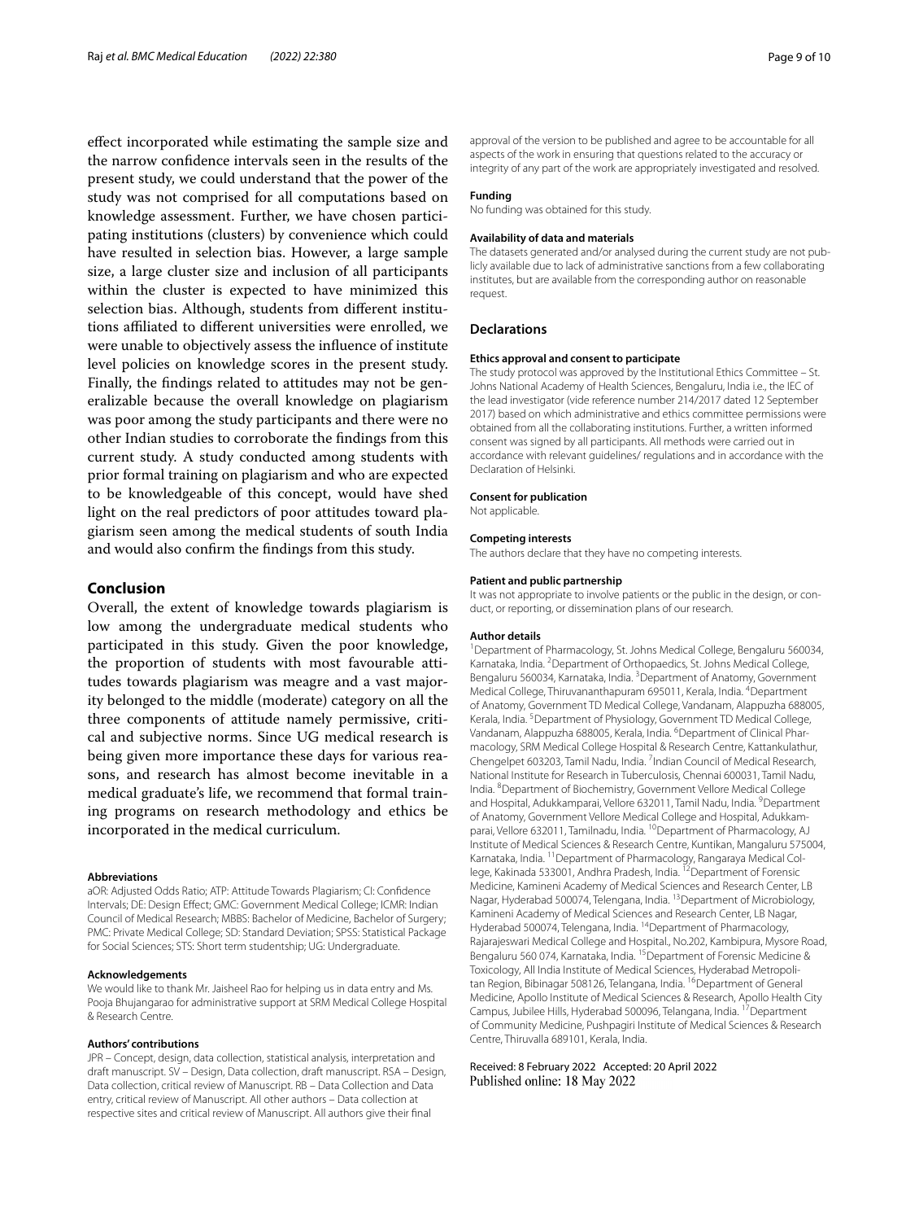effect incorporated while estimating the sample size and the narrow confidence intervals seen in the results of the present study, we could understand that the power of the study was not comprised for all computations based on knowledge assessment. Further, we have chosen participating institutions (clusters) by convenience which could have resulted in selection bias. However, a large sample size, a large cluster size and inclusion of all participants within the cluster is expected to have minimized this selection bias. Although, students from different institutions affiliated to different universities were enrolled, we were unable to objectively assess the influence of institute level policies on knowledge scores in the present study. Finally, the findings related to attitudes may not be generalizable because the overall knowledge on plagiarism was poor among the study participants and there were no other Indian studies to corroborate the findings from this current study. A study conducted among students with prior formal training on plagiarism and who are expected to be knowledgeable of this concept, would have shed light on the real predictors of poor attitudes toward plagiarism seen among the medical students of south India and would also confirm the findings from this study.

## Conclusion

Overall, the extent of knowledge towards plagiarism is low among the undergraduate medical students who participated in this study. Given the poor knowledge, the proportion of students with most favourable attitudes towards plagiarism was meagre and a vast majority belonged to the middle (moderate) category on all the three components of attitude namely permissive, critical and subjective norms. Since UG medical research is being given more importance these days for various reasons, and research has almost become inevitable in a medical graduate's life, we recommend that formal training programs on research methodology and ethics be incorporated in the medical curriculum.

#### Abbreviations

aOR: Adjusted Odds Ratio; ATP: Attitude Towards Plagiarism; CI: Confidence Intervals; DE: Design Effect; GMC: Government Medical College; ICMR: Indian Council of Medical Research; MBBS: Bachelor of Medicine, Bachelor of Surgery; PMC: Private Medical College; SD: Standard Deviation; SPSS: Statistical Package for Social Sciences; STS: Short term studentship; UG: Undergraduate.

#### Acknowledgements

We would like to thank Mr. Jaisheel Rao for helping us in data entry and Ms. Pooja Bhujangarao for administrative support at SRM Medical College Hospital & Research Centre.

#### Authors' contributions

JPR – Concept, design, data collection, statistical analysis, interpretation and draft manuscript. SV – Design, Data collection, draft manuscript. RSA – Design, Data collection, critical review of Manuscript. RB – Data Collection and Data entry, critical review of Manuscript. All other authors – Data collection at respective sites and critical review of Manuscript. All authors give their final approval of the version to be published and agree to be accountable for all aspects of the work in ensuring that questions related to the accuracy or integrity of any part of the work are appropriately investigated and resolved.

#### Funding

No funding was obtained for this study.

#### Availability of data and materials

The datasets generated and/or analysed during the current study are not publicly available due to lack of administrative sanctions from a few collaborating institutes, but are available from the corresponding author on reasonable request.

### Declarations

#### Ethics approval and consent to participate

The study protocol was approved by the Institutional Ethics Committee – St. Johns National Academy of Health Sciences, Bengaluru, India i.e., the IEC of the lead investigator (vide reference number 214/2017 dated 12 September 2017) based on which administrative and ethics committee permissions were obtained from all the collaborating institutions. Further, a written informed consent was signed by all participants. All methods were carried out in accordance with relevant guidelines/ regulations and in accordance with the Declaration of Helsinki.

#### Consent for publication

Not applicable.

#### Competing interests

The authors declare that they have no competing interests.

#### Patient and public partnership

It was not appropriate to involve patients or the public in the design, or conduct, or reporting, or dissemination plans of our research.

#### Author details

[1]Department of Pharmacology, St. Johns Medical College, Bengaluru 560034, Karnataka, India. [2]Department of Orthopaedics, St. Johns Medical College, Bengaluru 560034, Karnataka, India. [3]Department of Anatomy, Government Medical College, Thiruvananthapuram 695011, Kerala, India. [4]Department of Anatomy, Government TD Medical College, Vandanam, Alappuzha 688005, Kerala, India. [5]Department of Physiology, Government TD Medical College, Vandanam, Alappuzha 688005, Kerala, India. [6]Department of Clinical Pharmacology, SRM Medical College Hospital & Research Centre, Kattankulathur, Chengelpet 603203, Tamil Nadu, India. [7]Indian Council of Medical Research, National Institute for Research in Tuberculosis, Chennai 600031, Tamil Nadu, India. [8]Department of Biochemistry, Government Vellore Medical College and Hospital, Adukkamparai, Vellore 632011, Tamil Nadu, India. [9]Department of Anatomy, Government Vellore Medical College and Hospital, Adukkamparai, Vellore 632011, Tamilnadu, India. [10]Department of Pharmacology, AJ Institute of Medical Sciences & Research Centre, Kuntikan, Mangaluru 575004, Karnataka, India. [11]Department of Pharmacology, Rangaraya Medical College, Kakinada 533001, Andhra Pradesh, India. [12]Department of Forensic Medicine, Kamineni Academy of Medical Sciences and Research Center, LB Nagar, Hyderabad 500074, Telengana, India. [13]Department of Microbiology, Kamineni Academy of Medical Sciences and Research Center, LB Nagar, Hyderabad 500074, Telengana, India. [14]Department of Pharmacology, Rajarajeswari Medical College and Hospital, No.202, Kambipura, Mysore Road, Bengaluru 560 074, Karnataka, India. [15]Department of Forensic Medicine & Toxicology, All India Institute of Medical Sciences, Hyderabad Metropolitan Region, Bibinagar 508126, Telangana, India. [16]Department of General Medicine, Apollo Institute of Medical Sciences & Research, Apollo Health City Campus, Jubilee Hills, Hyderabad 500096, Telangana, India. [17]Department of Community Medicine, Pushpagiri Institute of Medical Sciences & Research Centre, Thiruvalla 689101, Kerala, India.

Received: 8 February 2022 Accepted: 20 April 2022
Published online: 18 May 2022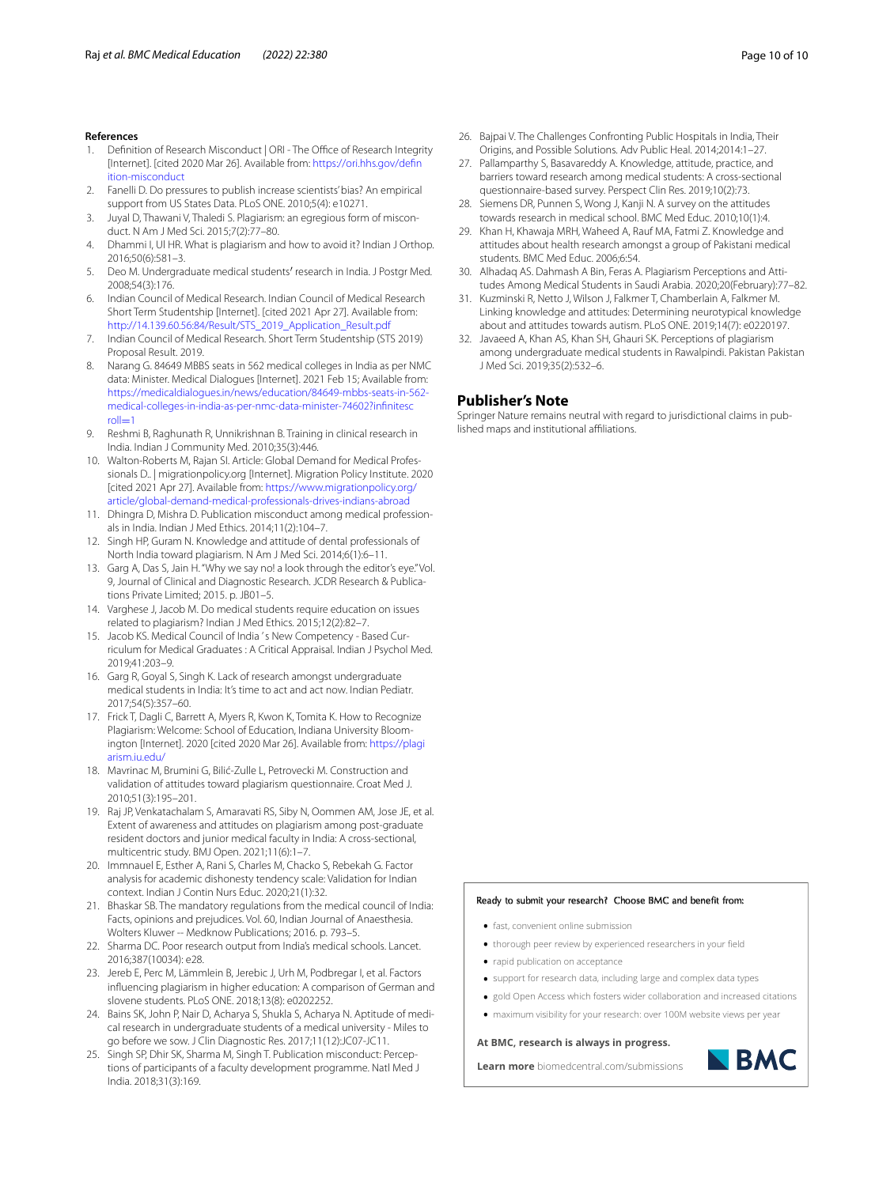## References

1. Definition of Research Misconduct | ORI - The Office of Research Integrity [Internet]. [cited 2020 Mar 26]. Available from: https://ori.hhs.gov/definition-misconduct
2. Fanelli D. Do pressures to publish increase scientists' bias? An empirical support from US States Data. PLoS ONE. 2010;5(4): e10271.
3. Juyal D, Thawani V, Thaledi S. Plagiarism: an egregious form of misconduct. N Am J Med Sci. 2015;7(2):77–80.
4. Dhammi I, Ul HR. What is plagiarism and how to avoid it? Indian J Orthop. 2016;50(6):581–3.
5. Deo M. Undergraduate medical students′ research in India. J Postgr Med. 2008;54(3):176.
6. Indian Council of Medical Research. Indian Council of Medical Research Short Term Studentship [Internet]. [cited 2021 Apr 27]. Available from: http://14.139.60.56:84/Result/STS_2019_Application_Result.pdf
7. Indian Council of Medical Research. Short Term Studentship (STS 2019) Proposal Result. 2019.
8. Narang G. 84649 MBBS seats in 562 medical colleges in India as per NMC data: Minister. Medical Dialogues [Internet]. 2021 Feb 15; Available from: https://medicaldialogues.in/news/education/84649-mbbs-seats-in-562-medical-colleges-in-india-as-per-nmc-data-minister-74602?infinitescroll=1
9. Reshmi B, Raghunath R, Unnikrishnan B. Training in clinical research in India. Indian J Community Med. 2010;35(3):446.
10. Walton-Roberts M, Rajan SI. Article: Global Demand for Medical Professionals D.. | migrationpolicy.org [Internet]. Migration Policy Institute. 2020 [cited 2021 Apr 27]. Available from: https://www.migrationpolicy.org/article/global-demand-medical-professionals-drives-indians-abroad
11. Dhingra D, Mishra D. Publication misconduct among medical professionals in India. Indian J Med Ethics. 2014;11(2):104–7.
12. Singh HP, Guram N. Knowledge and attitude of dental professionals of North India toward plagiarism. N Am J Med Sci. 2014;6(1):6–11.
13. Garg A, Das S, Jain H. "Why we say no! a look through the editor's eye." Vol. 9, Journal of Clinical and Diagnostic Research. JCDR Research & Publications Private Limited; 2015. p. JB01–5.
14. Varghese J, Jacob M. Do medical students require education on issues related to plagiarism? Indian J Med Ethics. 2015;12(2):82–7.
15. Jacob KS. Medical Council of India ' s New Competency - Based Curriculum for Medical Graduates : A Critical Appraisal. Indian J Psychol Med. 2019;41:203–9.
16. Garg R, Goyal S, Singh K. Lack of research amongst undergraduate medical students in India: It's time to act and act now. Indian Pediatr. 2017;54(5):357–60.
17. Frick T, Dagli C, Barrett A, Myers R, Kwon K, Tomita K. How to Recognize Plagiarism: Welcome: School of Education, Indiana University Bloomington [Internet]. 2020 [cited 2020 Mar 26]. Available from: https://plagiarism.iu.edu/
18. Mavrinac M, Brumini G, Bilić-Zulle L, Petrovecki M. Construction and validation of attitudes toward plagiarism questionnaire. Croat Med J. 2010;51(3):195–201.
19. Raj JP, Venkatachalam S, Amaravati RS, Siby N, Oommen AM, Jose JE, et al. Extent of awareness and attitudes on plagiarism among post-graduate resident doctors and junior medical faculty in India: A cross-sectional, multicentric study. BMJ Open. 2021;11(6):1–7.
20. Immnauel E, Esther A, Rani S, Charles M, Chacko S, Rebekah G. Factor analysis for academic dishonesty tendency scale: Validation for Indian context. Indian J Contin Nurs Educ. 2020;21(1):32.
21. Bhaskar SB. The mandatory regulations from the medical council of India: Facts, opinions and prejudices. Vol. 60, Indian Journal of Anaesthesia. Wolters Kluwer -- Medknow Publications; 2016. p. 793–5.
22. Sharma DC. Poor research output from India's medical schools. Lancet. 2016;387(10034): e28.
23. Jereb E, Perc M, Lämmlein B, Jerebic J, Urh M, Podbregar I, et al. Factors influencing plagiarism in higher education: A comparison of German and slovene students. PLoS ONE. 2018;13(8): e0202252.
24. Bains SK, John P, Nair D, Acharya S, Shukla S, Acharya N. Aptitude of medical research in undergraduate students of a medical university - Miles to go before we sow. J Clin Diagnostic Res. 2017;11(12):JC07-JC11.
25. Singh SP, Dhir SK, Sharma M, Singh T. Publication misconduct: Perceptions of participants of a faculty development programme. Natl Med J India. 2018;31(3):169.
26. Bajpai V. The Challenges Confronting Public Hospitals in India, Their Origins, and Possible Solutions. Adv Public Heal. 2014;2014:1–27.
27. Pallamparthy S, Basavareddy A. Knowledge, attitude, practice, and barriers toward research among medical students: A cross-sectional questionnaire-based survey. Perspect Clin Res. 2019;10(2):73.
28. Siemens DR, Punnen S, Wong J, Kanji N. A survey on the attitudes towards research in medical school. BMC Med Educ. 2010;10(1):4.
29. Khan H, Khawaja MRH, Waheed A, Rauf MA, Fatmi Z. Knowledge and attitudes about health research amongst a group of Pakistani medical students. BMC Med Educ. 2006;6:54.
30. Alhadaq AS. Dahmash A Bin, Feras A. Plagiarism Perceptions and Attitudes Among Medical Students in Saudi Arabia. 2020;20(February):77–82.
31. Kuzminski R, Netto J, Wilson J, Falkmer T, Chamberlain A, Falkmer M. Linking knowledge and attitudes: Determining neurotypical knowledge about and attitudes towards autism. PLoS ONE. 2019;14(7): e0220197.
32. Javaeed A, Khan AS, Khan SH, Ghauri SK. Perceptions of plagiarism among undergraduate medical students in Rawalpindi. Pakistan Pakistan J Med Sci. 2019;35(2):532–6.

## Publisher's Note

Springer Nature remains neutral with regard to jurisdictional claims in published maps and institutional affiliations.

Ready to submit your research? Choose BMC and benefit from:

- fast, convenient online submission
- thorough peer review by experienced researchers in your field
- rapid publication on acceptance
- support for research data, including large and complex data types
- gold Open Access which fosters wider collaboration and increased citations
- maximum visibility for your research: over 100M website views per year

**At BMC, research is always in progress.**

**Learn more** biomedcentral.com/submissions

BMC